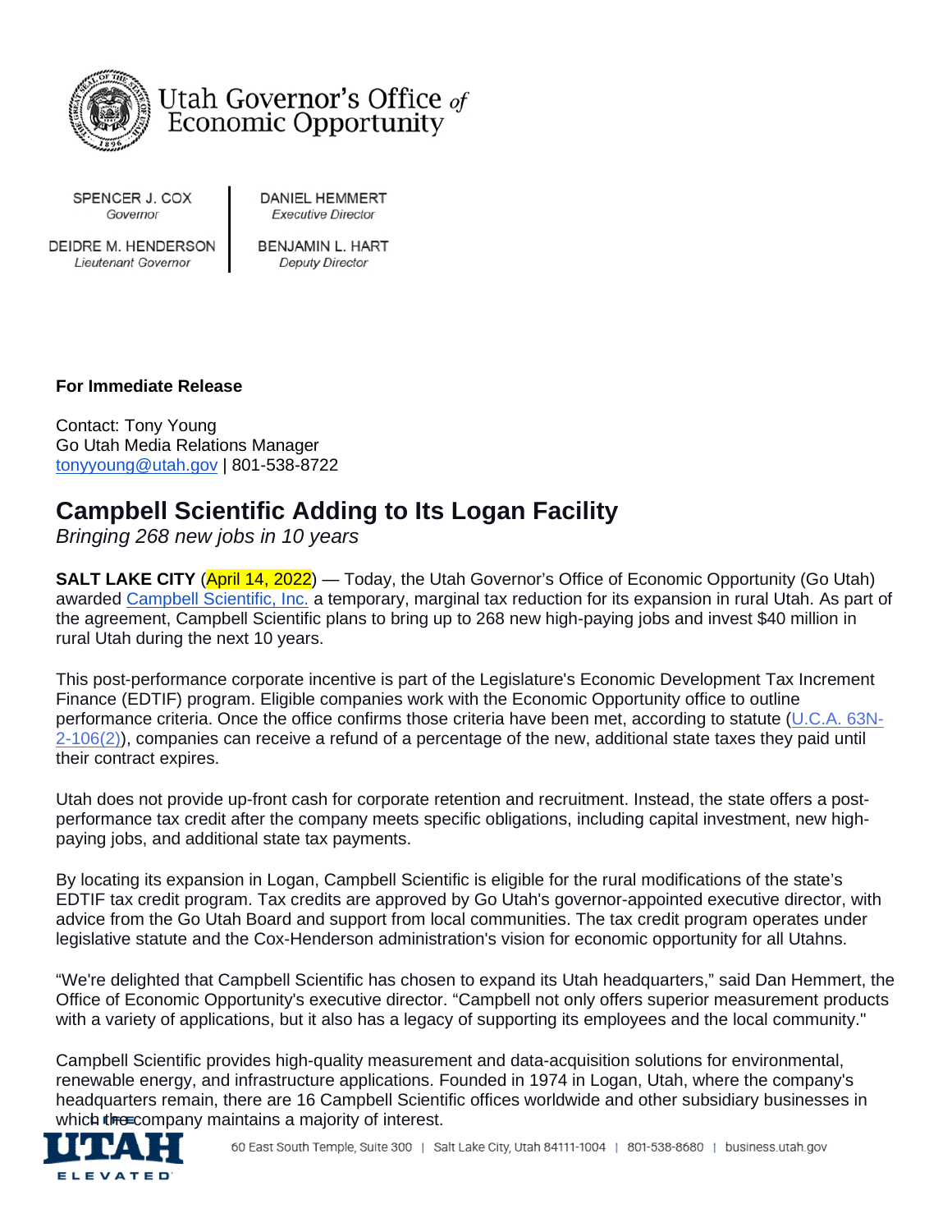Utah Governor's Office *of* Economic Opportunity

SPENCER J. COX
*Governor*

DEIDRE M. HENDERSON
*Lieutenant Governor*

DANIEL HEMMERT
*Executive Director*

BENJAMIN L. HART
*Deputy Director*

**For Immediate Release**

Contact: Tony Young
Go Utah Media Relations Manager
tonyyoung@utah.gov | 801-538-8722

# Campbell Scientific Adding to Its Logan Facility

*Bringing 268 new jobs in 10 years*

**SALT LAKE CITY** (April 14, 2022) — Today, the Utah Governor's Office of Economic Opportunity (Go Utah) awarded Campbell Scientific, Inc. a temporary, marginal tax reduction for its expansion in rural Utah. As part of the agreement, Campbell Scientific plans to bring up to 268 new high-paying jobs and invest $40 million in rural Utah during the next 10 years.

This post-performance corporate incentive is part of the Legislature's Economic Development Tax Increment Finance (EDTIF) program. Eligible companies work with the Economic Opportunity office to outline performance criteria. Once the office confirms those criteria have been met, according to statute (U.C.A. 63N-2-106(2)), companies can receive a refund of a percentage of the new, additional state taxes they paid until their contract expires.

Utah does not provide up-front cash for corporate retention and recruitment. Instead, the state offers a post-performance tax credit after the company meets specific obligations, including capital investment, new high-paying jobs, and additional state tax payments.

By locating its expansion in Logan, Campbell Scientific is eligible for the rural modifications of the state's EDTIF tax credit program. Tax credits are approved by Go Utah's governor-appointed executive director, with advice from the Go Utah Board and support from local communities. The tax credit program operates under legislative statute and the Cox-Henderson administration's vision for economic opportunity for all Utahns.

"We're delighted that Campbell Scientific has chosen to expand its Utah headquarters," said Dan Hemmert, the Office of Economic Opportunity's executive director. "Campbell not only offers superior measurement products with a variety of applications, but it also has a legacy of supporting its employees and the local community."

Campbell Scientific provides high-quality measurement and data-acquisition solutions for environmental, renewable energy, and infrastructure applications. Founded in 1974 in Logan, Utah, where the company's headquarters remain, there are 16 Campbell Scientific offices worldwide and other subsidiary businesses in which the company maintains a majority of interest.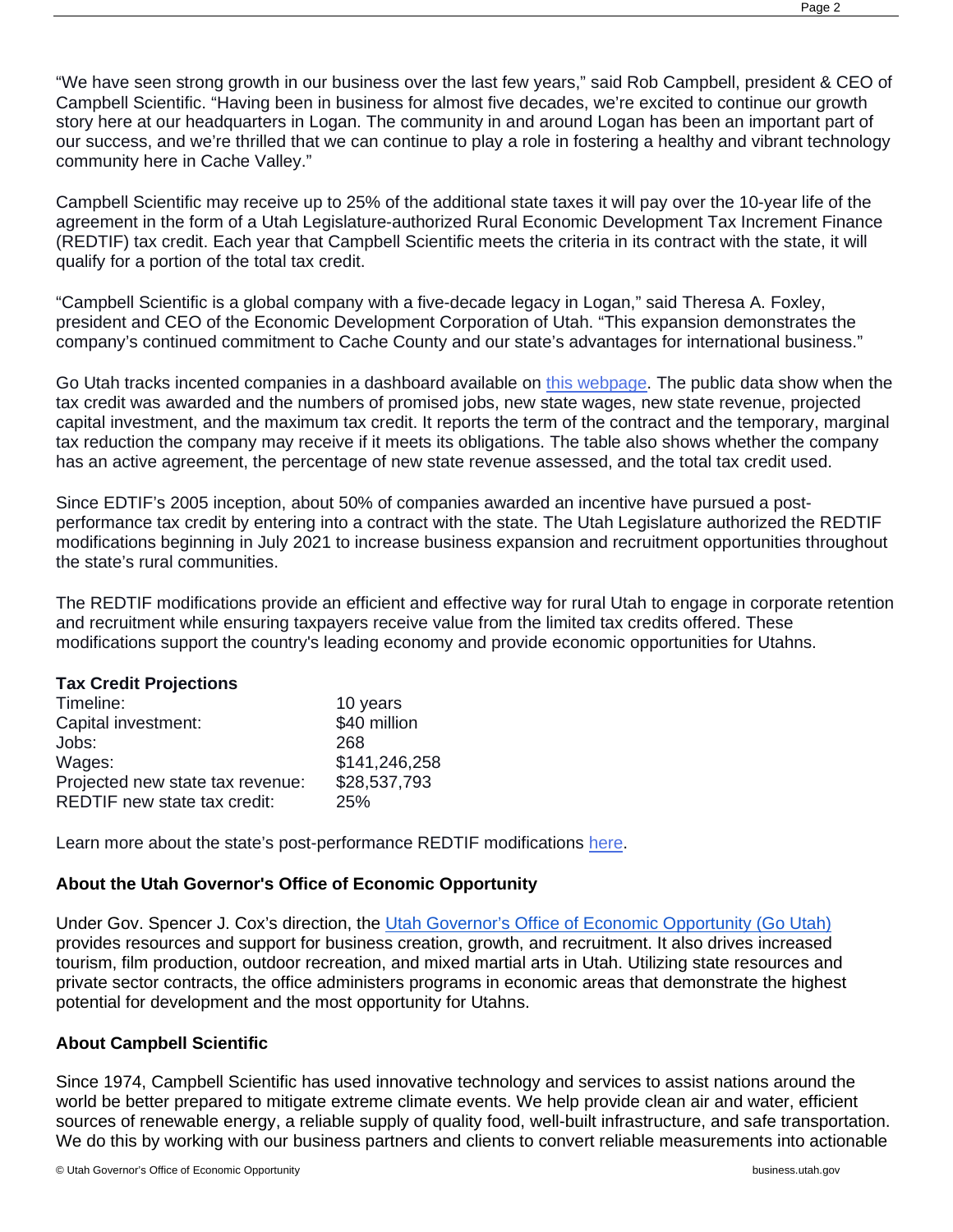"We have seen strong growth in our business over the last few years," said Rob Campbell, president & CEO of Campbell Scientific. "Having been in business for almost five decades, we're excited to continue our growth story here at our headquarters in Logan. The community in and around Logan has been an important part of our success, and we're thrilled that we can continue to play a role in fostering a healthy and vibrant technology community here in Cache Valley."

Campbell Scientific may receive up to 25% of the additional state taxes it will pay over the 10-year life of the agreement in the form of a Utah Legislature-authorized Rural Economic Development Tax Increment Finance (REDTIF) tax credit. Each year that Campbell Scientific meets the criteria in its contract with the state, it will qualify for a portion of the total tax credit.

"Campbell Scientific is a global company with a five-decade legacy in Logan," said Theresa A. Foxley, president and CEO of the Economic Development Corporation of Utah. "This expansion demonstrates the company's continued commitment to Cache County and our state's advantages for international business."

Go Utah tracks incented companies in a dashboard available on this webpage. The public data show when the tax credit was awarded and the numbers of promised jobs, new state wages, new state revenue, projected capital investment, and the maximum tax credit. It reports the term of the contract and the temporary, marginal tax reduction the company may receive if it meets its obligations. The table also shows whether the company has an active agreement, the percentage of new state revenue assessed, and the total tax credit used.

Since EDTIF's 2005 inception, about 50% of companies awarded an incentive have pursued a post-performance tax credit by entering into a contract with the state. The Utah Legislature authorized the REDTIF modifications beginning in July 2021 to increase business expansion and recruitment opportunities throughout the state's rural communities.

The REDTIF modifications provide an efficient and effective way for rural Utah to engage in corporate retention and recruitment while ensuring taxpayers receive value from the limited tax credits offered. These modifications support the country's leading economy and provide economic opportunities for Utahns.

**Tax Credit Projections**

| | |
|---|---|
| Timeline: | 10 years |
| Capital investment: | $40 million |
| Jobs: | 268 |
| Wages: | $141,246,258 |
| Projected new state tax revenue: | $28,537,793 |
| REDTIF new state tax credit: | 25% |

Learn more about the state's post-performance REDTIF modifications here.

### About the Utah Governor's Office of Economic Opportunity

Under Gov. Spencer J. Cox's direction, the Utah Governor's Office of Economic Opportunity (Go Utah) provides resources and support for business creation, growth, and recruitment. It also drives increased tourism, film production, outdoor recreation, and mixed martial arts in Utah. Utilizing state resources and private sector contracts, the office administers programs in economic areas that demonstrate the highest potential for development and the most opportunity for Utahns.

### About Campbell Scientific

Since 1974, Campbell Scientific has used innovative technology and services to assist nations around the world be better prepared to mitigate extreme climate events. We help provide clean air and water, efficient sources of renewable energy, a reliable supply of quality food, well-built infrastructure, and safe transportation. We do this by working with our business partners and clients to convert reliable measurements into actionable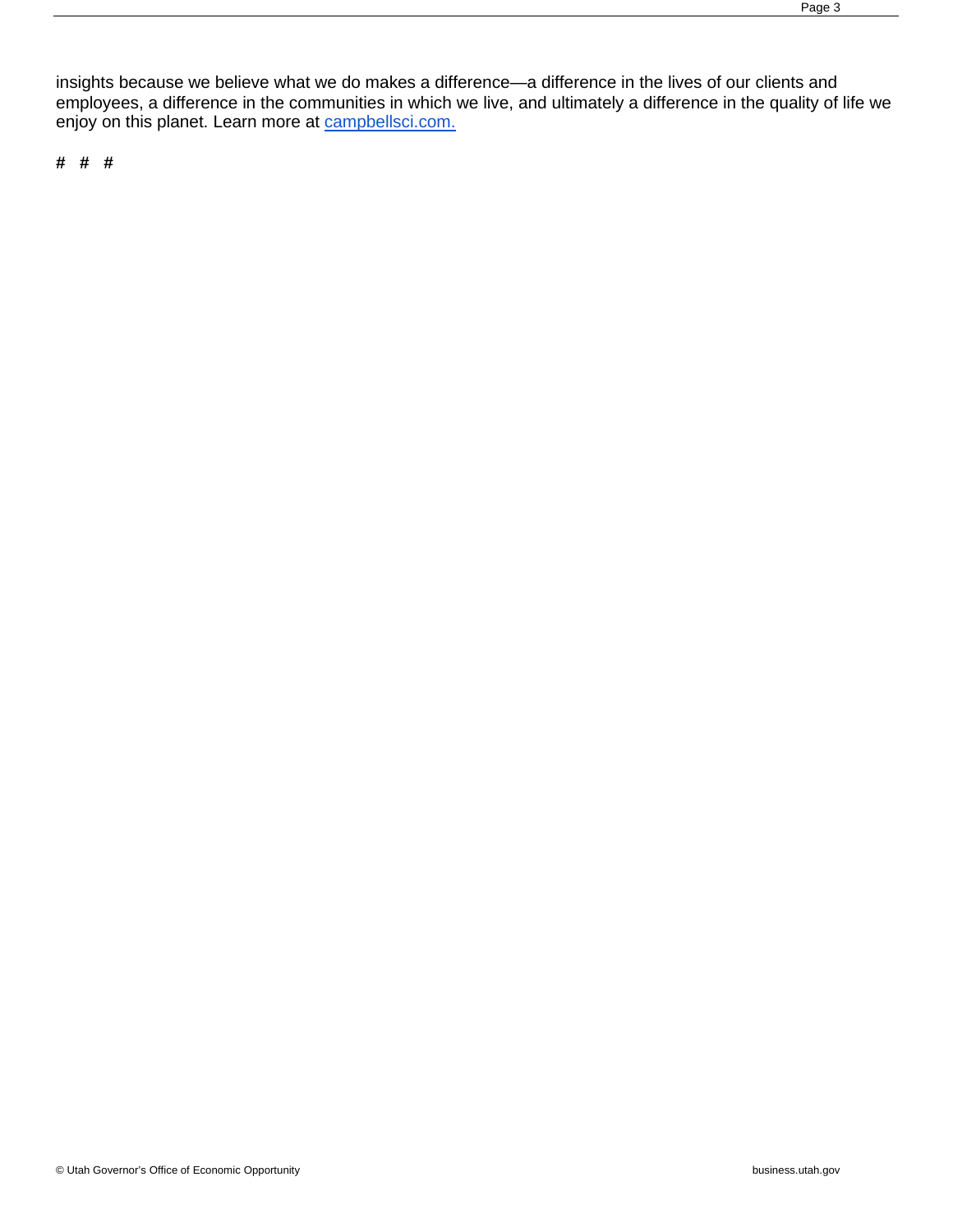insights because we believe what we do makes a difference—a difference in the lives of our clients and employees, a difference in the communities in which we live, and ultimately a difference in the quality of life we enjoy on this planet. Learn more at [campbellsci.com.](https://campbellsci.com)

# # #